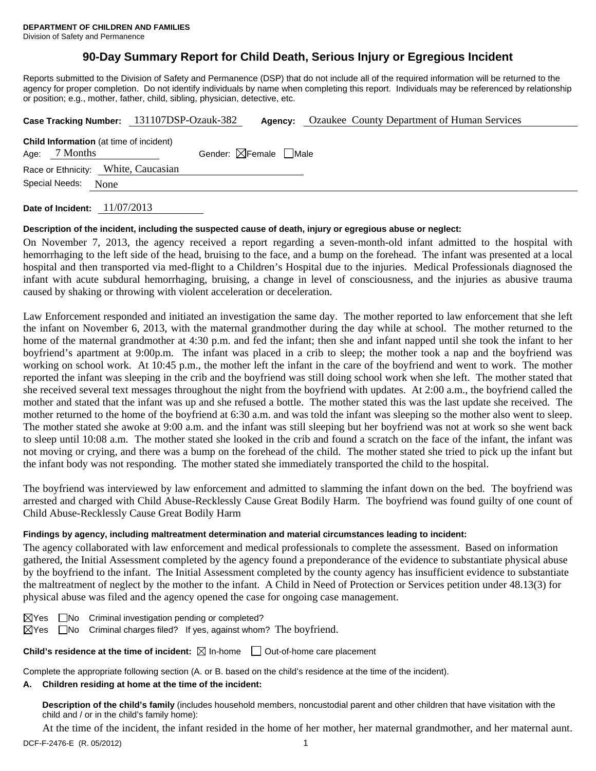**DEPARTMENT OF CHILDREN AND FAMILIES**
Division of Safety and Permanence

# 90-Day Summary Report for Child Death, Serious Injury or Egregious Incident

Reports submitted to the Division of Safety and Permanence (DSP) that do not include all of the required information will be returned to the agency for proper completion. Do not identify individuals by name when completing this report. Individuals may be referenced by relationship or position; e.g., mother, father, child, sibling, physician, detective, etc.

**Case Tracking Number:** 131107DSP-Ozauk-382 **Agency:** Ozaukee County Department of Human Services

**Child Information** (at time of incident)
Age: 7 Months Gender: ☒Female ☐Male
Race or Ethnicity: White, Caucasian
Special Needs: None

**Date of Incident:** 11/07/2013

**Description of the incident, including the suspected cause of death, injury or egregious abuse or neglect:**

On November 7, 2013, the agency received a report regarding a seven-month-old infant admitted to the hospital with hemorrhaging to the left side of the head, bruising to the face, and a bump on the forehead. The infant was presented at a local hospital and then transported via med-flight to a Children's Hospital due to the injuries. Medical Professionals diagnosed the infant with acute subdural hemorrhaging, bruising, a change in level of consciousness, and the injuries as abusive trauma caused by shaking or throwing with violent acceleration or deceleration.

Law Enforcement responded and initiated an investigation the same day. The mother reported to law enforcement that she left the infant on November 6, 2013, with the maternal grandmother during the day while at school. The mother returned to the home of the maternal grandmother at 4:30 p.m. and fed the infant; then she and infant napped until she took the infant to her boyfriend's apartment at 9:00p.m. The infant was placed in a crib to sleep; the mother took a nap and the boyfriend was working on school work. At 10:45 p.m., the mother left the infant in the care of the boyfriend and went to work. The mother reported the infant was sleeping in the crib and the boyfriend was still doing school work when she left. The mother stated that she received several text messages throughout the night from the boyfriend with updates. At 2:00 a.m., the boyfriend called the mother and stated that the infant was up and she refused a bottle. The mother stated this was the last update she received. The mother returned to the home of the boyfriend at 6:30 a.m. and was told the infant was sleeping so the mother also went to sleep. The mother stated she awoke at 9:00 a.m. and the infant was still sleeping but her boyfriend was not at work so she went back to sleep until 10:08 a.m. The mother stated she looked in the crib and found a scratch on the face of the infant, the infant was not moving or crying, and there was a bump on the forehead of the child. The mother stated she tried to pick up the infant but the infant body was not responding. The mother stated she immediately transported the child to the hospital.

The boyfriend was interviewed by law enforcement and admitted to slamming the infant down on the bed. The boyfriend was arrested and charged with Child Abuse-Recklessly Cause Great Bodily Harm. The boyfriend was found guilty of one count of Child Abuse-Recklessly Cause Great Bodily Harm

**Findings by agency, including maltreatment determination and material circumstances leading to incident:**

The agency collaborated with law enforcement and medical professionals to complete the assessment. Based on information gathered, the Initial Assessment completed by the agency found a preponderance of the evidence to substantiate physical abuse by the boyfriend to the infant. The Initial Assessment completed by the county agency has insufficient evidence to substantiate the maltreatment of neglect by the mother to the infant. A Child in Need of Protection or Services petition under 48.13(3) for physical abuse was filed and the agency opened the case for ongoing case management.

☒Yes ☐No Criminal investigation pending or completed?
☒Yes ☐No Criminal charges filed? If yes, against whom? The boyfriend.

**Child's residence at the time of incident:** ☒ In-home ☐ Out-of-home care placement

Complete the appropriate following section (A. or B. based on the child's residence at the time of the incident).

**A. Children residing at home at the time of the incident:**

**Description of the child's family** (includes household members, noncustodial parent and other children that have visitation with the child and / or in the child's family home):

At the time of the incident, the infant resided in the home of her mother, her maternal grandmother, and her maternal aunt.

DCF-F-2476-E (R. 05/2012)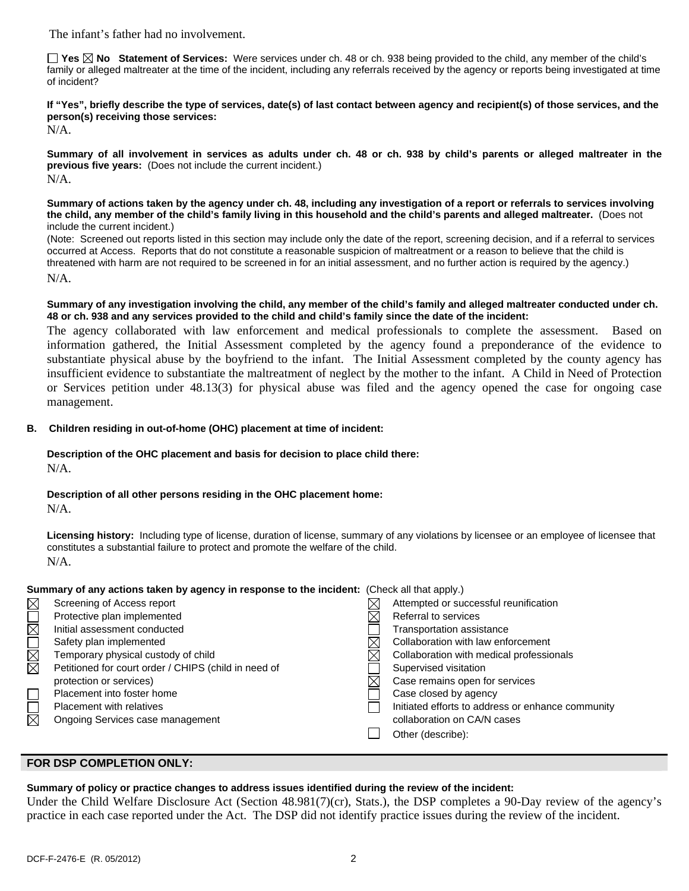The infant's father had no involvement.

☐ Yes ☒ No **Statement of Services:** Were services under ch. 48 or ch. 938 being provided to the child, any member of the child's family or alleged maltreater at the time of the incident, including any referrals received by the agency or reports being investigated at time of incident?

**If "Yes", briefly describe the type of services, date(s) of last contact between agency and recipient(s) of those services, and the person(s) receiving those services:**

N/A.

**Summary of all involvement in services as adults under ch. 48 or ch. 938 by child's parents or alleged maltreater in the previous five years:** (Does not include the current incident.)

N/A.

**Summary of actions taken by the agency under ch. 48, including any investigation of a report or referrals to services involving the child, any member of the child's family living in this household and the child's parents and alleged maltreater.** (Does not include the current incident.)

(Note: Screened out reports listed in this section may include only the date of the report, screening decision, and if a referral to services occurred at Access. Reports that do not constitute a reasonable suspicion of maltreatment or a reason to believe that the child is threatened with harm are not required to be screened in for an initial assessment, and no further action is required by the agency.)

N/A.

**Summary of any investigation involving the child, any member of the child's family and alleged maltreater conducted under ch. 48 or ch. 938 and any services provided to the child and child's family since the date of the incident:**

The agency collaborated with law enforcement and medical professionals to complete the assessment. Based on information gathered, the Initial Assessment completed by the agency found a preponderance of the evidence to substantiate physical abuse by the boyfriend to the infant. The Initial Assessment completed by the county agency has insufficient evidence to substantiate the maltreatment of neglect by the mother to the infant. A Child in Need of Protection or Services petition under 48.13(3) for physical abuse was filed and the agency opened the case for ongoing case management.

**B. Children residing in out-of-home (OHC) placement at time of incident:**

**Description of the OHC placement and basis for decision to place child there:**

N/A.

**Description of all other persons residing in the OHC placement home:**

N/A.

**Licensing history:** Including type of license, duration of license, summary of any violations by licensee or an employee of licensee that constitutes a substantial failure to protect and promote the welfare of the child.

N/A.

**Summary of any actions taken by agency in response to the incident:** (Check all that apply.)

- ☒ Screening of Access report
- ☐ Protective plan implemented
- ☒ Initial assessment conducted
- ☐ Safety plan implemented
- ☒ Temporary physical custody of child
- ☒ Petitioned for court order / CHIPS (child in need of protection or services)
- ☐ Placement into foster home
- ☐ Placement with relatives
- ☒ Ongoing Services case management
- ☒ Attempted or successful reunification
- ☒ Referral to services
- ☐ Transportation assistance
- ☒ Collaboration with law enforcement
- ☒ Collaboration with medical professionals
- ☐ Supervised visitation
- ☒ Case remains open for services
- ☐ Case closed by agency
- ☐ Initiated efforts to address or enhance community collaboration on CA/N cases
- ☐ Other (describe):

## FOR DSP COMPLETION ONLY:

**Summary of policy or practice changes to address issues identified during the review of the incident:**

Under the Child Welfare Disclosure Act (Section 48.981(7)(cr), Stats.), the DSP completes a 90-Day review of the agency's practice in each case reported under the Act. The DSP did not identify practice issues during the review of the incident.

DCF-F-2476-E (R. 05/2012)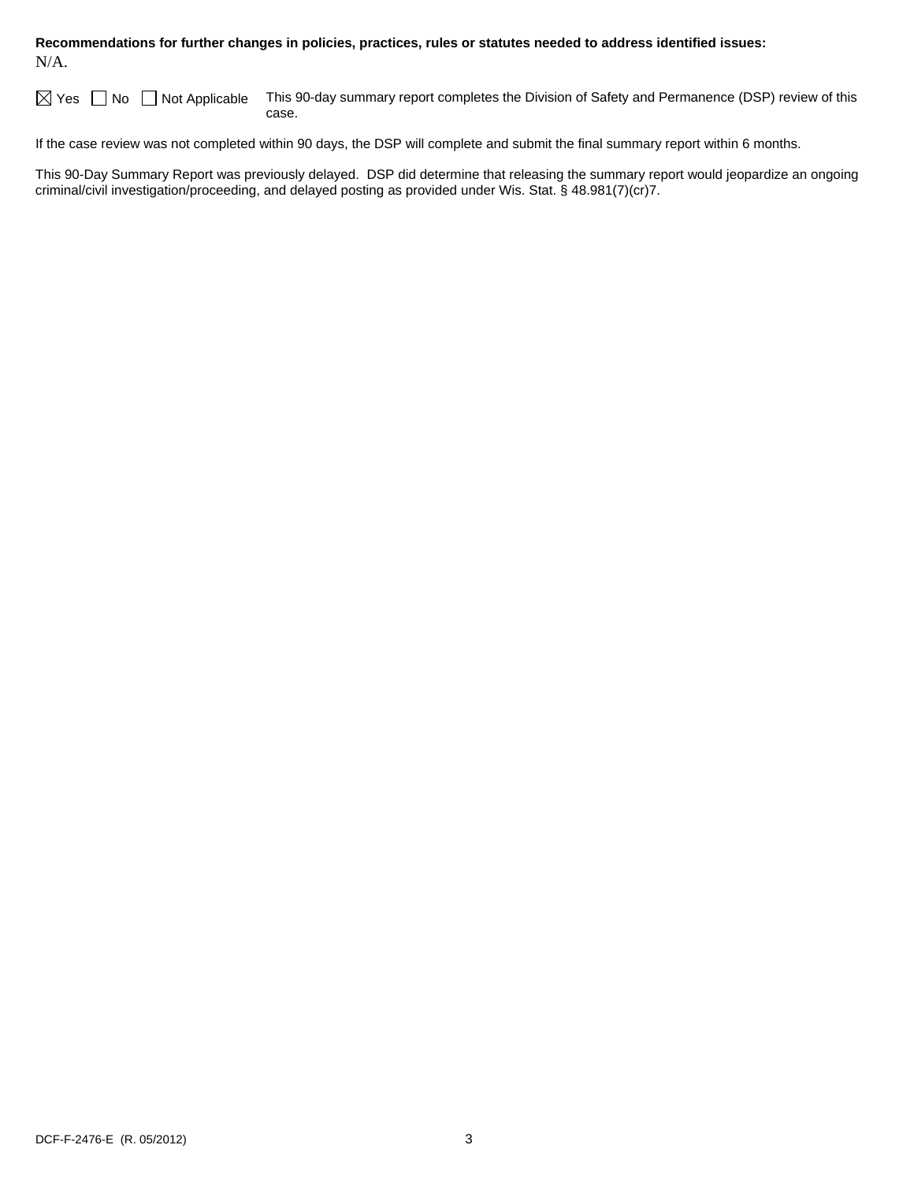**Recommendations for further changes in policies, practices, rules or statutes needed to address identified issues:**

N/A.

☒ Yes ☐ No ☐ Not Applicable This 90-day summary report completes the Division of Safety and Permanence (DSP) review of this case.

If the case review was not completed within 90 days, the DSP will complete and submit the final summary report within 6 months.

This 90-Day Summary Report was previously delayed. DSP did determine that releasing the summary report would jeopardize an ongoing criminal/civil investigation/proceeding, and delayed posting as provided under Wis. Stat. § 48.981(7)(cr)7.

DCF-F-2476-E (R. 05/2012)